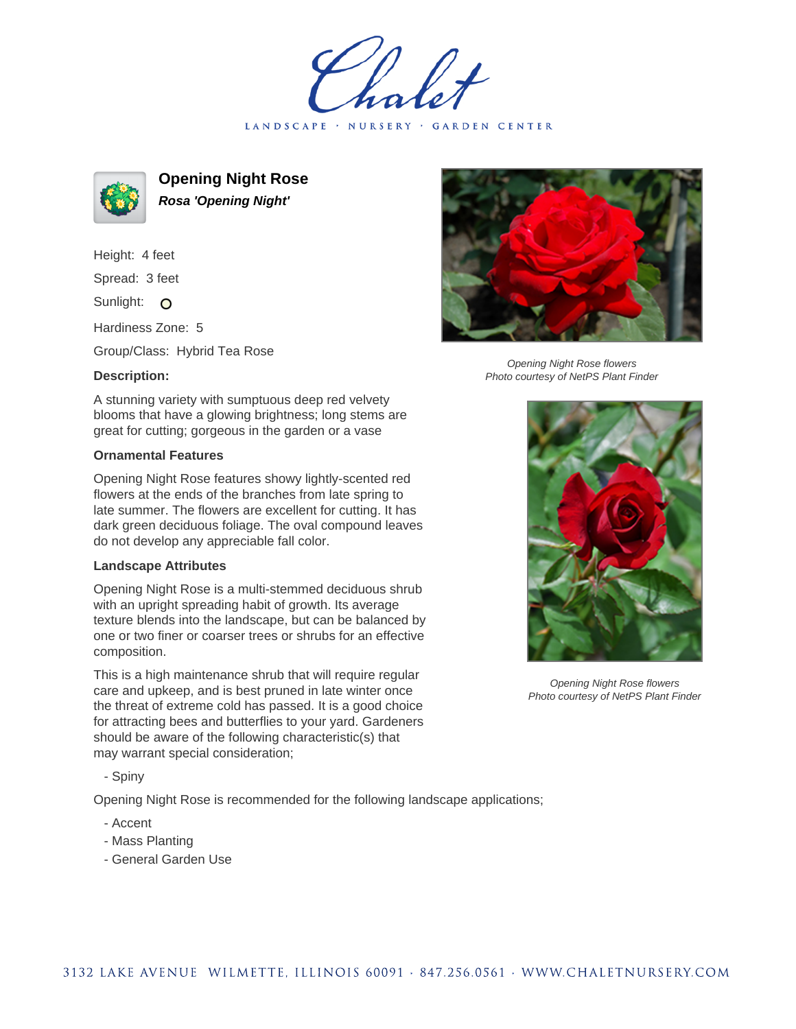Chalet

LANDSCAPE · NURSERY · GARDEN CENTER

# Opening Night Rose

***Rosa 'Opening Night'***

Height: 4 feet

Spread: 3 feet

Sunlight: O

Hardiness Zone: 5

Group/Class: Hybrid Tea Rose

### Description:

A stunning variety with sumptuous deep red velvety blooms that have a glowing brightness; long stems are great for cutting; gorgeous in the garden or a vase

### Ornamental Features

Opening Night Rose features showy lightly-scented red flowers at the ends of the branches from late spring to late summer. The flowers are excellent for cutting. It has dark green deciduous foliage. The oval compound leaves do not develop any appreciable fall color.

### Landscape Attributes

Opening Night Rose is a multi-stemmed deciduous shrub with an upright spreading habit of growth. Its average texture blends into the landscape, but can be balanced by one or two finer or coarser trees or shrubs for an effective composition.

This is a high maintenance shrub that will require regular care and upkeep, and is best pruned in late winter once the threat of extreme cold has passed. It is a good choice for attracting bees and butterflies to your yard. Gardeners should be aware of the following characteristic(s) that may warrant special consideration;

- Spiny

Opening Night Rose is recommended for the following landscape applications;

- Accent
- Mass Planting
- General Garden Use

*Opening Night Rose flowers*
*Photo courtesy of NetPS Plant Finder*

*Opening Night Rose flowers*
*Photo courtesy of NetPS Plant Finder*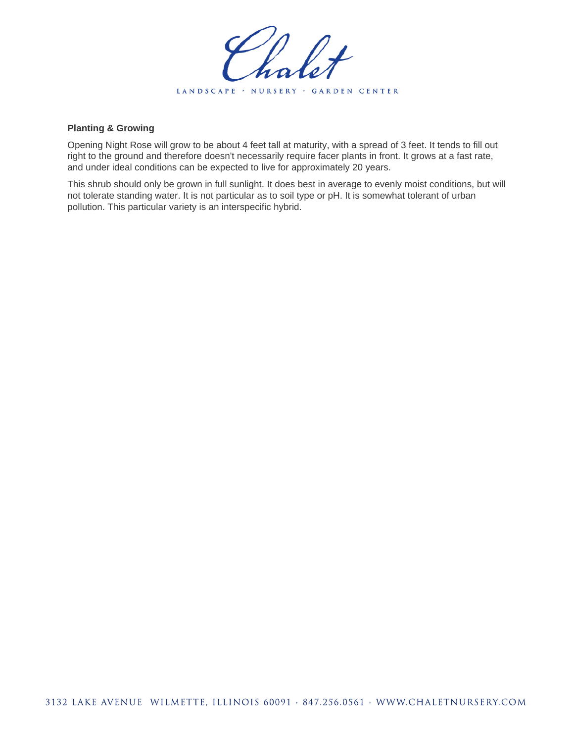**Planting & Growing**

Opening Night Rose will grow to be about 4 feet tall at maturity, with a spread of 3 feet. It tends to fill out right to the ground and therefore doesn't necessarily require facer plants in front. It grows at a fast rate, and under ideal conditions can be expected to live for approximately 20 years.

This shrub should only be grown in full sunlight. It does best in average to evenly moist conditions, but will not tolerate standing water. It is not particular as to soil type or pH. It is somewhat tolerant of urban pollution. This particular variety is an interspecific hybrid.